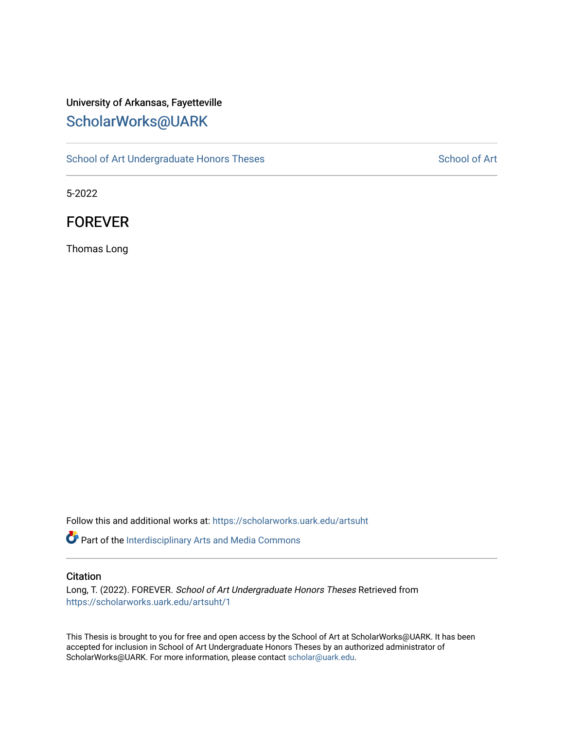University of Arkansas, Fayetteville

## ScholarWorks@UARK

School of Art Undergraduate Honors Theses | School of Art

---

5-2022

# FOREVER

Thomas Long

Follow this and additional works at: https://scholarworks.uark.edu/artsuht

Part of the Interdisciplinary Arts and Media Commons

---

### Citation

Long, T. (2022). FOREVER. *School of Art Undergraduate Honors Theses* Retrieved from https://scholarworks.uark.edu/artsuht/1

This Thesis is brought to you for free and open access by the School of Art at ScholarWorks@UARK. It has been accepted for inclusion in School of Art Undergraduate Honors Theses by an authorized administrator of ScholarWorks@UARK. For more information, please contact scholar@uark.edu.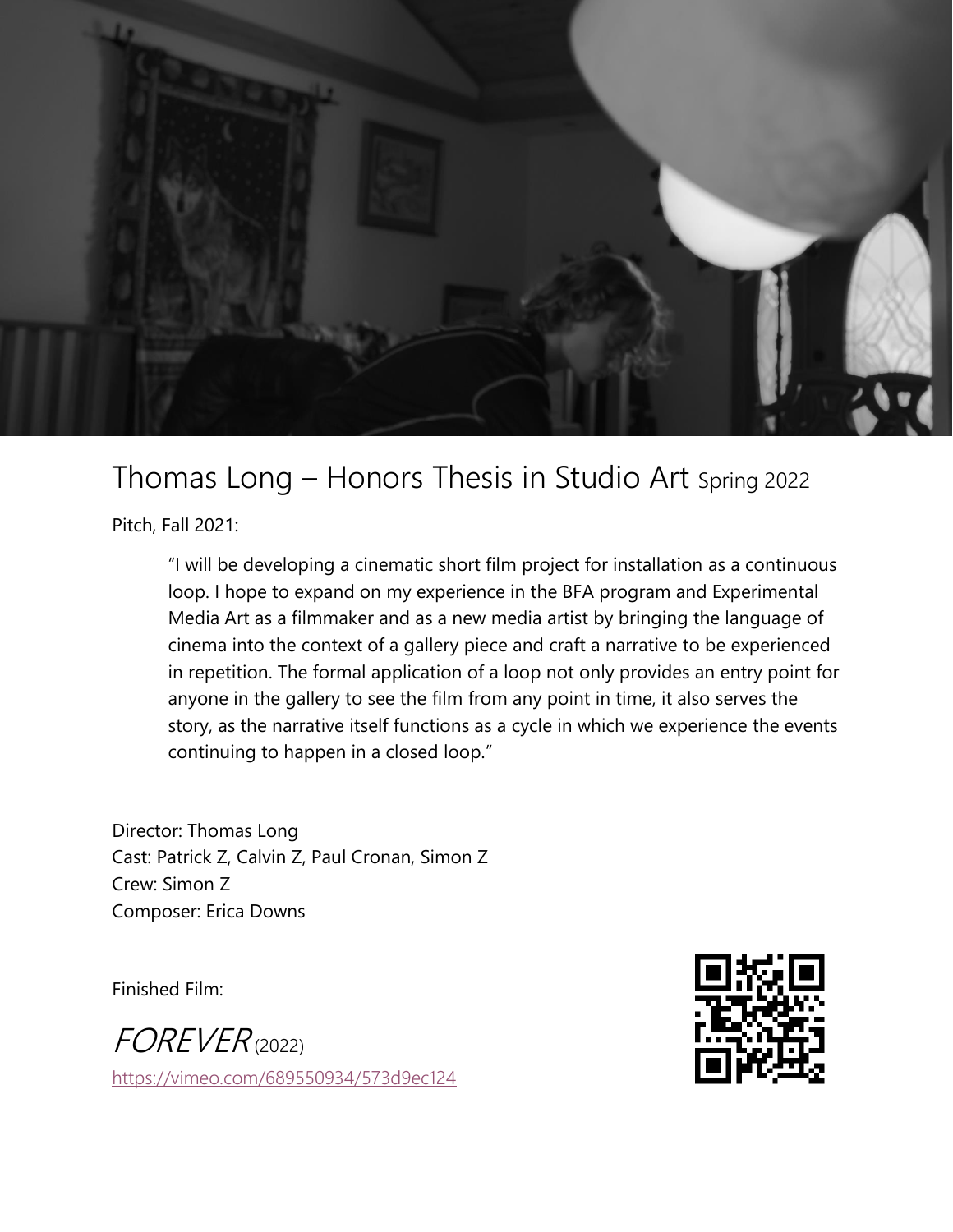# Thomas Long – Honors Thesis in Studio Art Spring 2022

Pitch, Fall 2021:

> "I will be developing a cinematic short film project for installation as a continuous loop. I hope to expand on my experience in the BFA program and Experimental Media Art as a filmmaker and as a new media artist by bringing the language of cinema into the context of a gallery piece and craft a narrative to be experienced in repetition. The formal application of a loop not only provides an entry point for anyone in the gallery to see the film from any point in time, it also serves the story, as the narrative itself functions as a cycle in which we experience the events continuing to happen in a closed loop."

Director: Thomas Long
Cast: Patrick Z, Calvin Z, Paul Cronan, Simon Z
Crew: Simon Z
Composer: Erica Downs

Finished Film:

*FOREVER* (2022)
https://vimeo.com/689550934/573d9ec124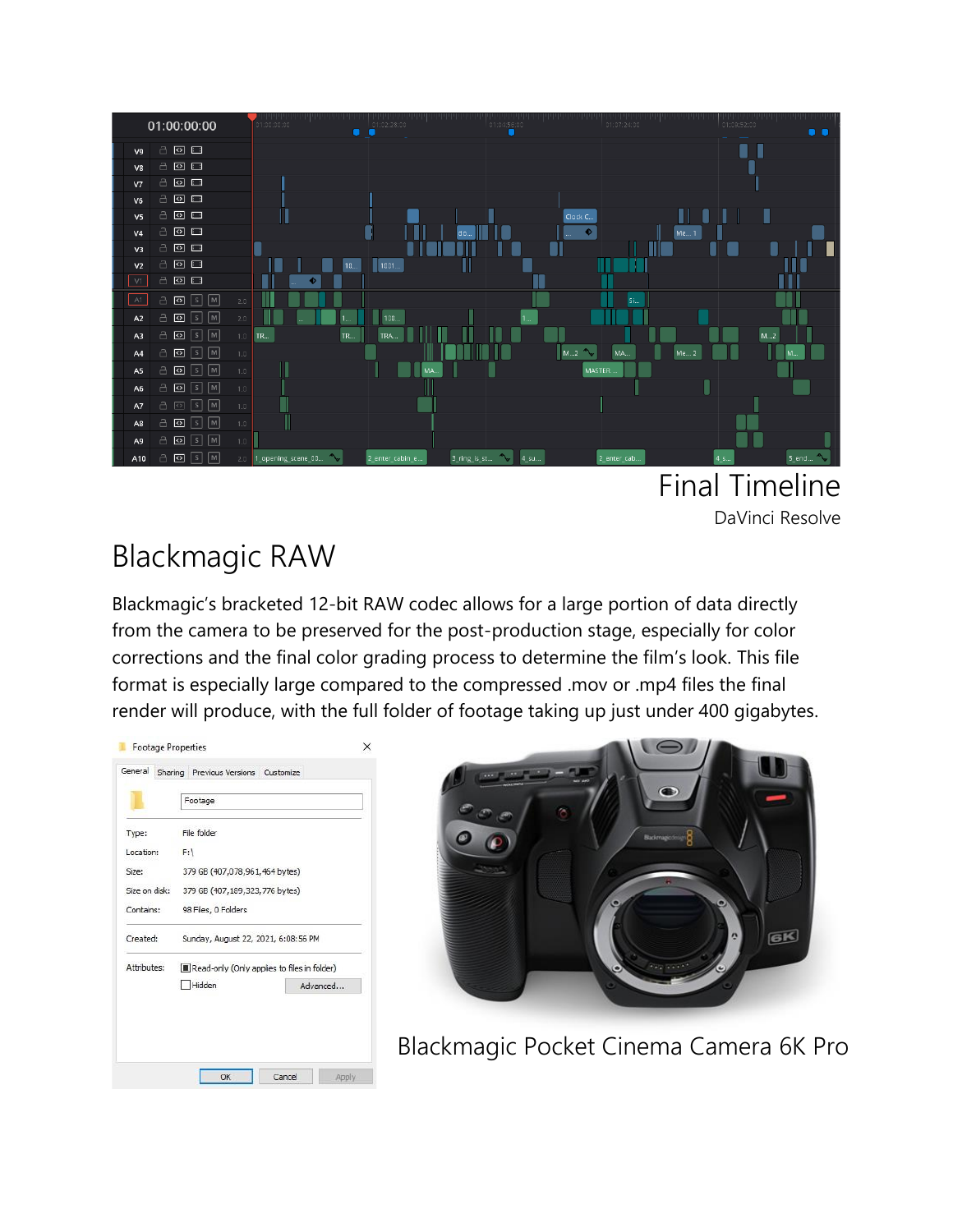Final Timeline

DaVinci Resolve

# Blackmagic RAW

Blackmagic's bracketed 12-bit RAW codec allows for a large portion of data directly from the camera to be preserved for the post-production stage, especially for color corrections and the final color grading process to determine the film's look. This file format is especially large compared to the compressed .mov or .mp4 files the final render will produce, with the full folder of footage taking up just under 400 gigabytes.

Blackmagic Pocket Cinema Camera 6K Pro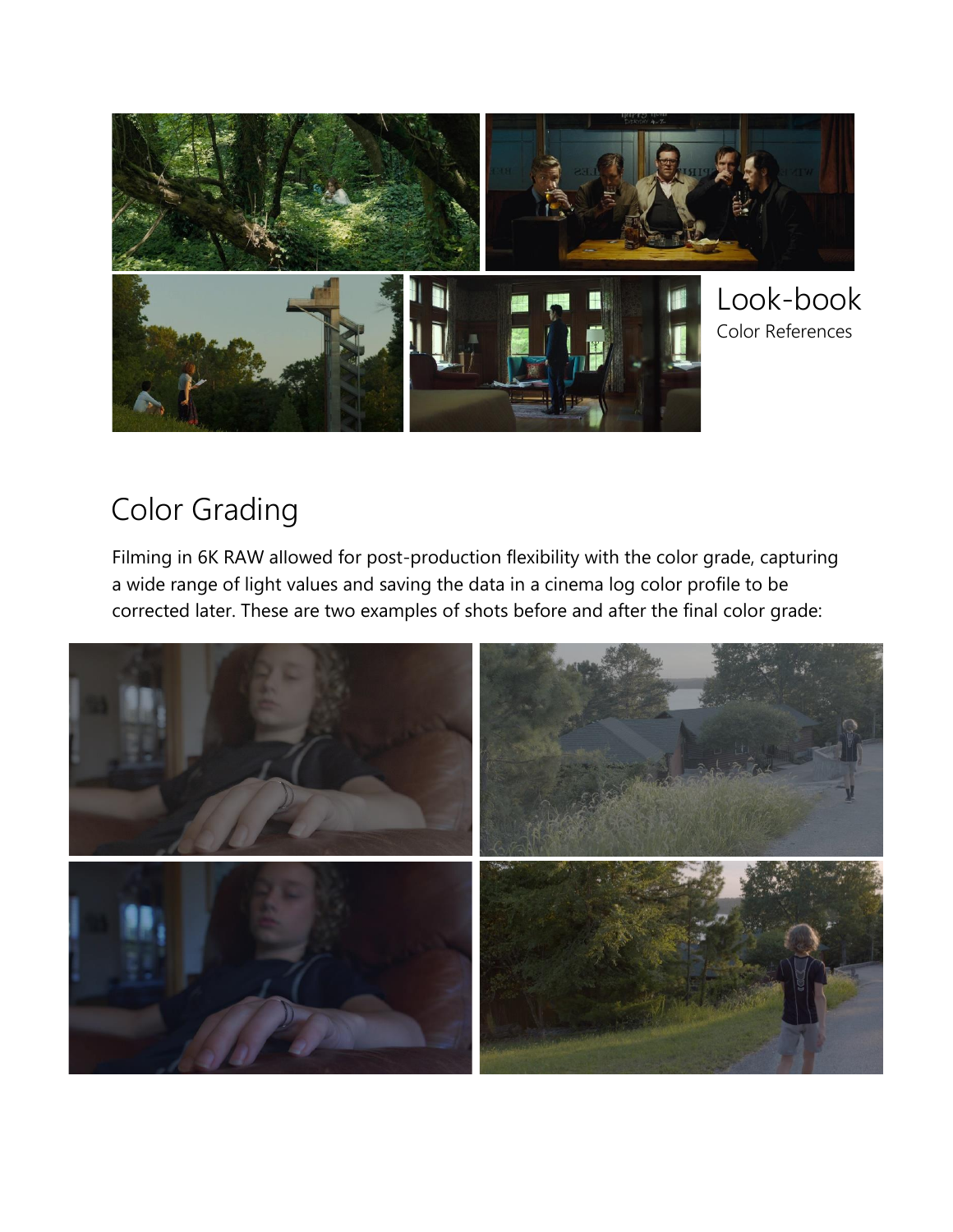Look-book

Color References

## Color Grading

Filming in 6K RAW allowed for post-production flexibility with the color grade, capturing a wide range of light values and saving the data in a cinema log color profile to be corrected later. These are two examples of shots before and after the final color grade: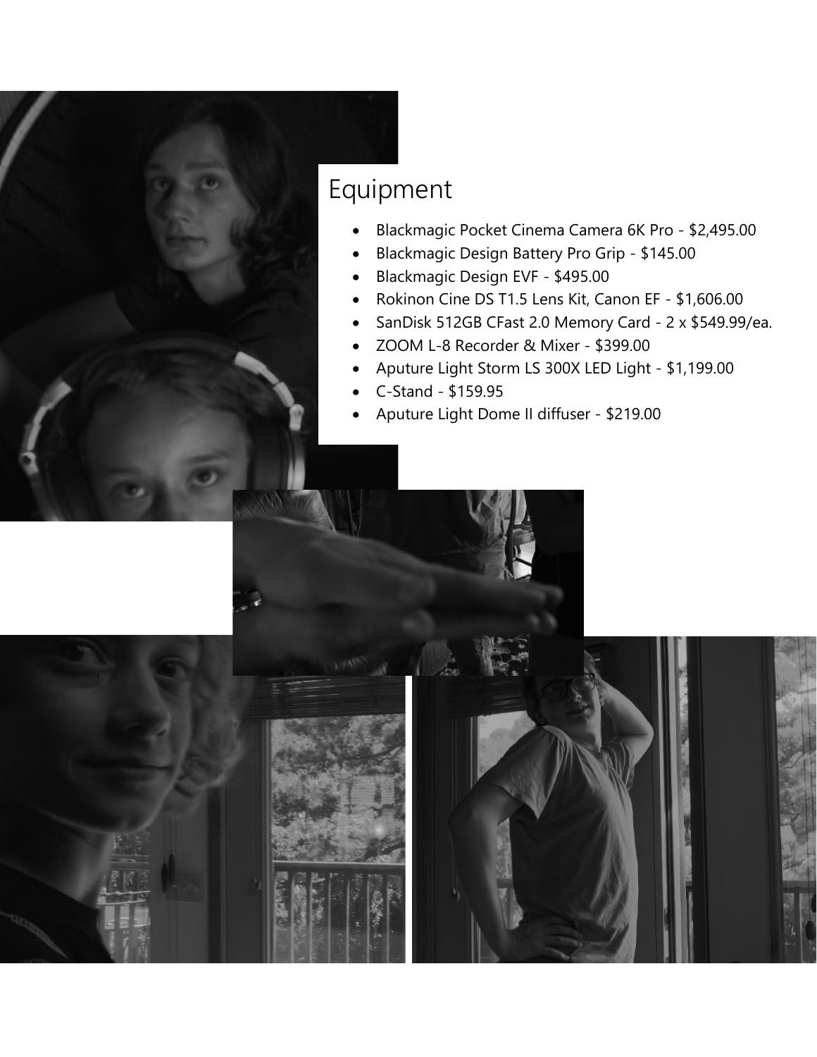# Equipment

- Blackmagic Pocket Cinema Camera 6K Pro - $2,495.00
- Blackmagic Design Battery Pro Grip - $145.00
- Blackmagic Design EVF - $495.00
- Rokinon Cine DS T1.5 Lens Kit, Canon EF - $1,606.00
- SanDisk 512GB CFast 2.0 Memory Card - 2 x $549.99/ea.
- ZOOM L-8 Recorder & Mixer - $399.00
- Aputure Light Storm LS 300X LED Light - $1,199.00
- C-Stand - $159.95
- Aputure Light Dome II diffuser - $219.00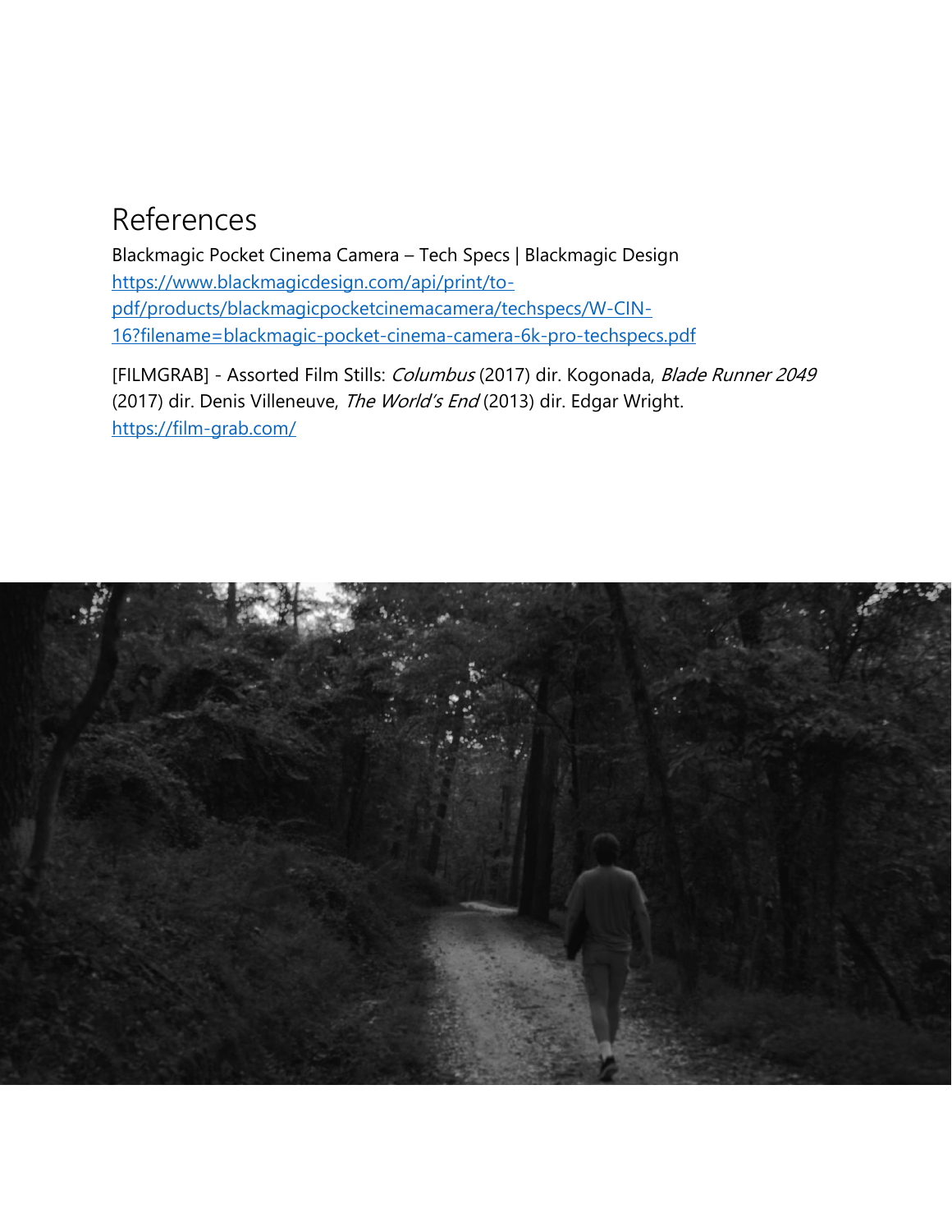# References

Blackmagic Pocket Cinema Camera – Tech Specs | Blackmagic Design
https://www.blackmagicdesign.com/api/print/to-pdf/products/blackmagicpocketcinemacamera/techspecs/W-CIN-16?filename=blackmagic-pocket-cinema-camera-6k-pro-techspecs.pdf

[FILMGRAB] - Assorted Film Stills: *Columbus* (2017) dir. Kogonada, *Blade Runner 2049* (2017) dir. Denis Villeneuve, *The World's End* (2013) dir. Edgar Wright.
https://film-grab.com/